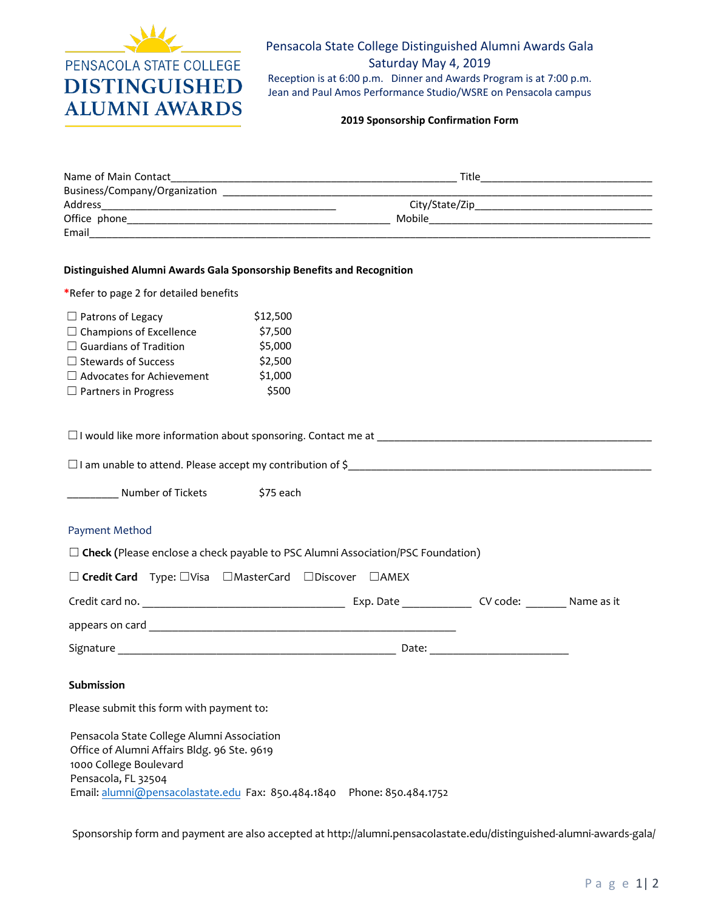PENSACOLA STATE COLLEGE
**DISTINGUISHED ALUMNI AWARDS**

Pensacola State College Distinguished Alumni Awards Gala
Saturday May 4, 2019
Reception is at 6:00 p.m. Dinner and Awards Program is at 7:00 p.m.
Jean and Paul Amos Performance Studio/WSRE on Pensacola campus

**2019 Sponsorship Confirmation Form**

Name of Main Contact_______________________________________________ Title____________________________
Business/Company/Organization ______________________________________________________________________
Address________________________________________ City/State/Zip____________________________
Office phone____________________________________________ Mobile____________________________________
Email___________________________________________________________________________________________

**Distinguished Alumni Awards Gala Sponsorship Benefits and Recognition**

*Refer to page 2 for detailed benefits

| | |
|---|---|
| ☐ Patrons of Legacy | $12,500 |
| ☐ Champions of Excellence | $7,500 |
| ☐ Guardians of Tradition | $5,000 |
| ☐ Stewards of Success | $2,500 |
| ☐ Advocates for Achievement | $1,000 |
| ☐ Partners in Progress | $500 |

☐ I would like more information about sponsoring. Contact me at _______________________________________________

☐ I am unable to attend. Please accept my contribution of $_____________________________________________________

_________ Number of Tickets $75 each

Payment Method

☐ **Check** (Please enclose a check payable to PSC Alumni Association/PSC Foundation)

☐ **Credit Card** Type: ☐Visa ☐MasterCard ☐Discover ☐AMEX

Credit card no. _________________________________ Exp. Date ___________ CV code: _______ Name as it appears on card __________________________________________________

Signature ______________________________________________ Date: ______________________

**Submission**

Please submit this form with payment to:

Pensacola State College Alumni Association
Office of Alumni Affairs Bldg. 96 Ste. 9619
1000 College Boulevard
Pensacola, FL 32504
Email: alumni@pensacolastate.edu Fax: 850.484.1840 Phone: 850.484.1752

Sponsorship form and payment are also accepted at http://alumni.pensacolastate.edu/distinguished-alumni-awards-gala/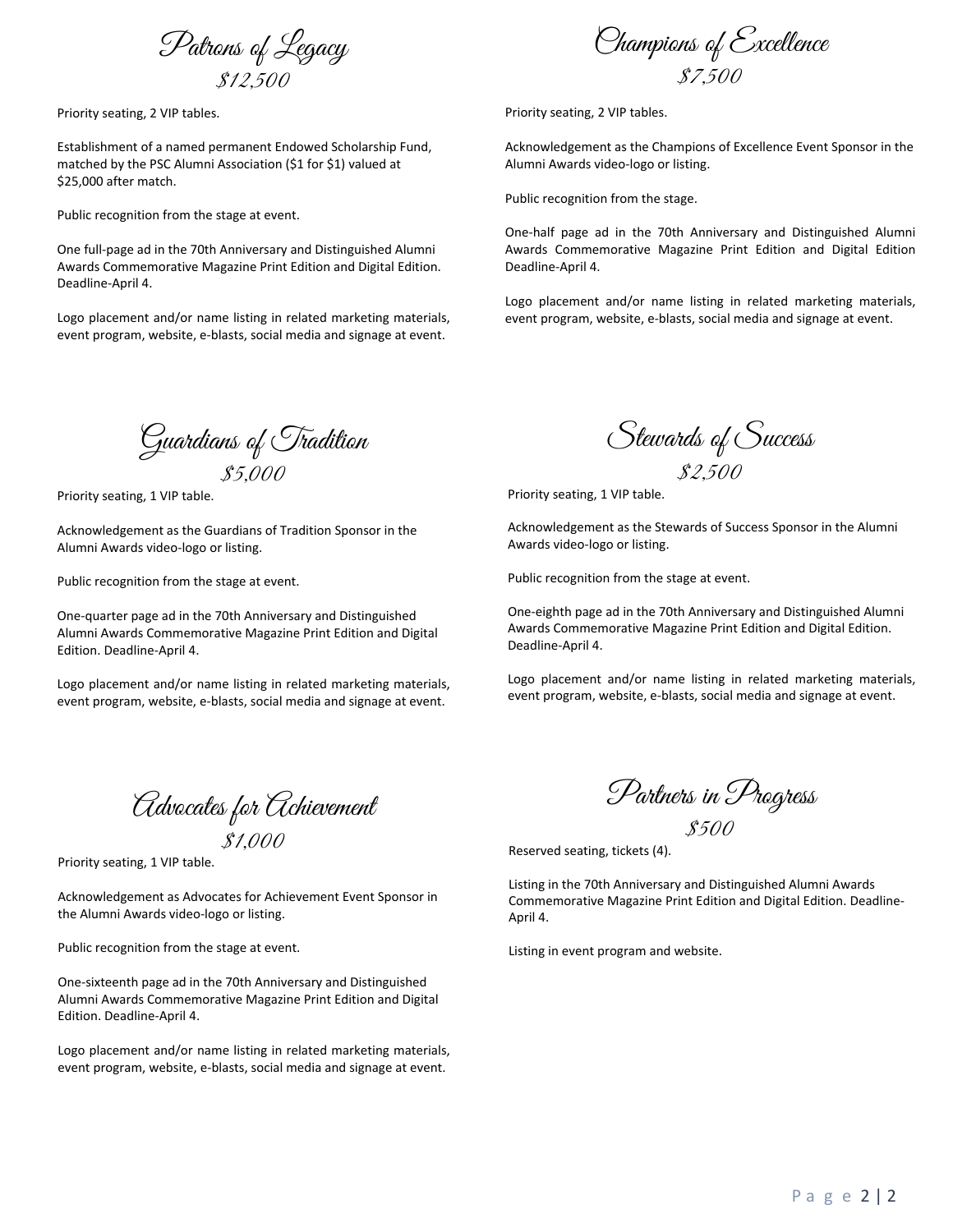## Patrons of Legacy

*$12,500*

Priority seating, 2 VIP tables.

Establishment of a named permanent Endowed Scholarship Fund, matched by the PSC Alumni Association ($1 for $1) valued at $25,000 after match.

Public recognition from the stage at event.

One full-page ad in the 70th Anniversary and Distinguished Alumni Awards Commemorative Magazine Print Edition and Digital Edition. Deadline-April 4.

Logo placement and/or name listing in related marketing materials, event program, website, e-blasts, social media and signage at event.

## Champions of Excellence

*$7,500*

Priority seating, 2 VIP tables.

Acknowledgement as the Champions of Excellence Event Sponsor in the Alumni Awards video-logo or listing.

Public recognition from the stage.

One-half page ad in the 70th Anniversary and Distinguished Alumni Awards Commemorative Magazine Print Edition and Digital Edition Deadline-April 4.

Logo placement and/or name listing in related marketing materials, event program, website, e-blasts, social media and signage at event.

## Guardians of Tradition

*$5,000*

Priority seating, 1 VIP table.

Acknowledgement as the Guardians of Tradition Sponsor in the Alumni Awards video-logo or listing.

Public recognition from the stage at event.

One-quarter page ad in the 70th Anniversary and Distinguished Alumni Awards Commemorative Magazine Print Edition and Digital Edition. Deadline-April 4.

Logo placement and/or name listing in related marketing materials, event program, website, e-blasts, social media and signage at event.

## Stewards of Success

*$2,500*

Priority seating, 1 VIP table.

Acknowledgement as the Stewards of Success Sponsor in the Alumni Awards video-logo or listing.

Public recognition from the stage at event.

One-eighth page ad in the 70th Anniversary and Distinguished Alumni Awards Commemorative Magazine Print Edition and Digital Edition. Deadline-April 4.

Logo placement and/or name listing in related marketing materials, event program, website, e-blasts, social media and signage at event.

## Advocates for Achievement

*$1,000*

Priority seating, 1 VIP table.

Acknowledgement as Advocates for Achievement Event Sponsor in the Alumni Awards video-logo or listing.

Public recognition from the stage at event.

One-sixteenth page ad in the 70th Anniversary and Distinguished Alumni Awards Commemorative Magazine Print Edition and Digital Edition. Deadline-April 4.

Logo placement and/or name listing in related marketing materials, event program, website, e-blasts, social media and signage at event.

## Partners in Progress

*$500*

Reserved seating, tickets (4).

Listing in the 70th Anniversary and Distinguished Alumni Awards Commemorative Magazine Print Edition and Digital Edition. Deadline-April 4.

Listing in event program and website.